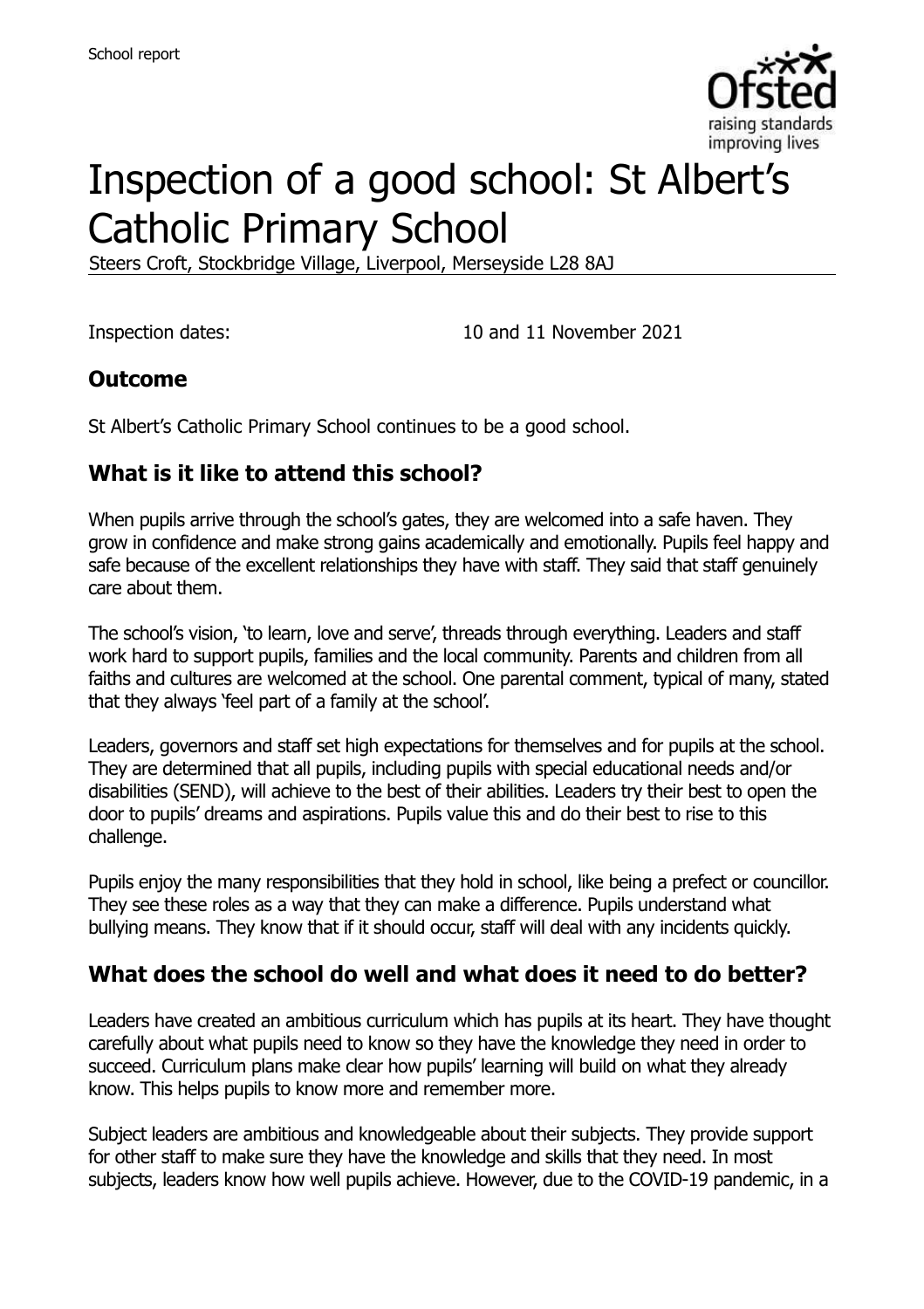School report

# Inspection of a good school: St Albert's Catholic Primary School

Steers Croft, Stockbridge Village, Liverpool, Merseyside L28 8AJ

Inspection dates: 10 and 11 November 2021

## Outcome

St Albert's Catholic Primary School continues to be a good school.

## What is it like to attend this school?

When pupils arrive through the school's gates, they are welcomed into a safe haven. They grow in confidence and make strong gains academically and emotionally. Pupils feel happy and safe because of the excellent relationships they have with staff. They said that staff genuinely care about them.

The school's vision, 'to learn, love and serve', threads through everything. Leaders and staff work hard to support pupils, families and the local community. Parents and children from all faiths and cultures are welcomed at the school. One parental comment, typical of many, stated that they always 'feel part of a family at the school'.

Leaders, governors and staff set high expectations for themselves and for pupils at the school. They are determined that all pupils, including pupils with special educational needs and/or disabilities (SEND), will achieve to the best of their abilities. Leaders try their best to open the door to pupils' dreams and aspirations. Pupils value this and do their best to rise to this challenge.

Pupils enjoy the many responsibilities that they hold in school, like being a prefect or councillor. They see these roles as a way that they can make a difference. Pupils understand what bullying means. They know that if it should occur, staff will deal with any incidents quickly.

## What does the school do well and what does it need to do better?

Leaders have created an ambitious curriculum which has pupils at its heart. They have thought carefully about what pupils need to know so they have the knowledge they need in order to succeed. Curriculum plans make clear how pupils' learning will build on what they already know. This helps pupils to know more and remember more.

Subject leaders are ambitious and knowledgeable about their subjects. They provide support for other staff to make sure they have the knowledge and skills that they need. In most subjects, leaders know how well pupils achieve. However, due to the COVID-19 pandemic, in a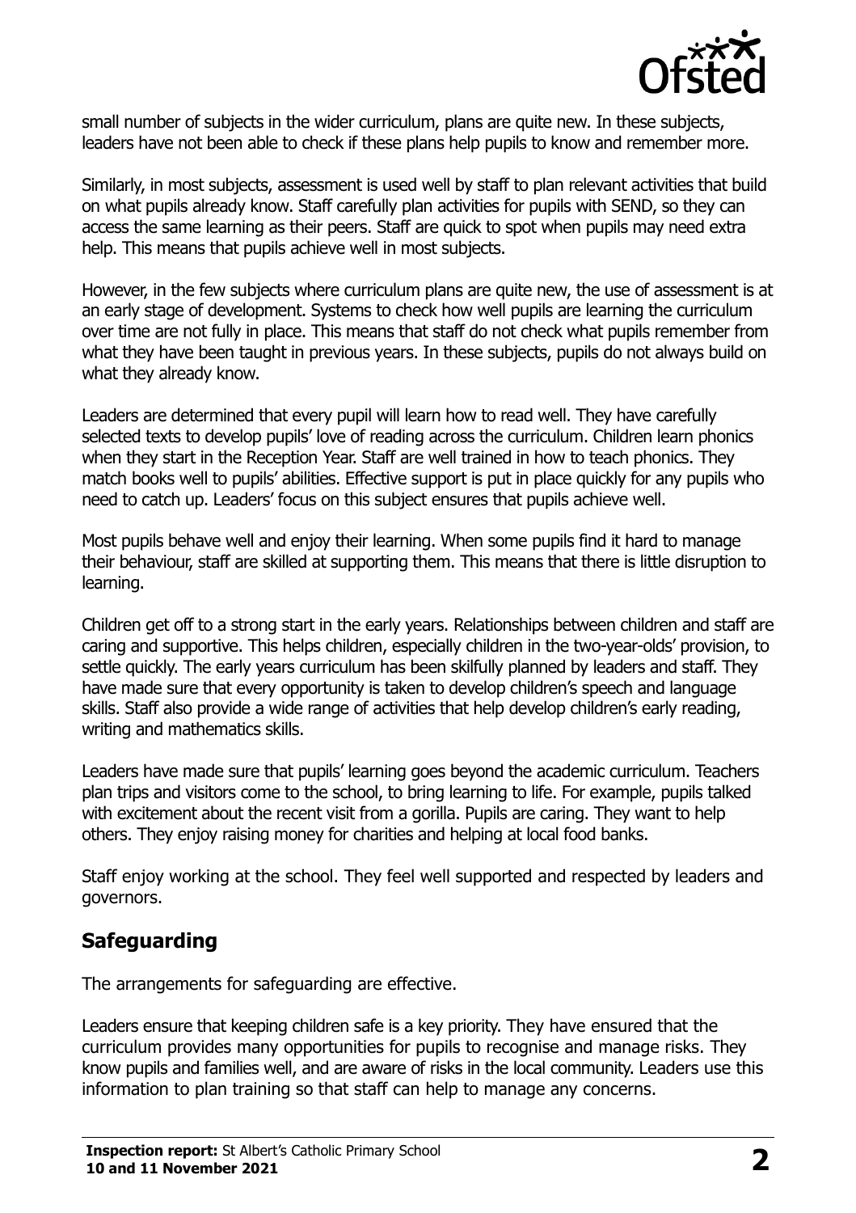small number of subjects in the wider curriculum, plans are quite new. In these subjects, leaders have not been able to check if these plans help pupils to know and remember more.

Similarly, in most subjects, assessment is used well by staff to plan relevant activities that build on what pupils already know. Staff carefully plan activities for pupils with SEND, so they can access the same learning as their peers. Staff are quick to spot when pupils may need extra help. This means that pupils achieve well in most subjects.

However, in the few subjects where curriculum plans are quite new, the use of assessment is at an early stage of development. Systems to check how well pupils are learning the curriculum over time are not fully in place. This means that staff do not check what pupils remember from what they have been taught in previous years. In these subjects, pupils do not always build on what they already know.

Leaders are determined that every pupil will learn how to read well. They have carefully selected texts to develop pupils' love of reading across the curriculum. Children learn phonics when they start in the Reception Year. Staff are well trained in how to teach phonics. They match books well to pupils' abilities. Effective support is put in place quickly for any pupils who need to catch up. Leaders' focus on this subject ensures that pupils achieve well.

Most pupils behave well and enjoy their learning. When some pupils find it hard to manage their behaviour, staff are skilled at supporting them. This means that there is little disruption to learning.

Children get off to a strong start in the early years. Relationships between children and staff are caring and supportive. This helps children, especially children in the two-year-olds' provision, to settle quickly. The early years curriculum has been skilfully planned by leaders and staff. They have made sure that every opportunity is taken to develop children's speech and language skills. Staff also provide a wide range of activities that help develop children's early reading, writing and mathematics skills.

Leaders have made sure that pupils' learning goes beyond the academic curriculum. Teachers plan trips and visitors come to the school, to bring learning to life. For example, pupils talked with excitement about the recent visit from a gorilla. Pupils are caring. They want to help others. They enjoy raising money for charities and helping at local food banks.

Staff enjoy working at the school. They feel well supported and respected by leaders and governors.

## Safeguarding

The arrangements for safeguarding are effective.

Leaders ensure that keeping children safe is a key priority. They have ensured that the curriculum provides many opportunities for pupils to recognise and manage risks. They know pupils and families well, and are aware of risks in the local community. Leaders use this information to plan training so that staff can help to manage any concerns.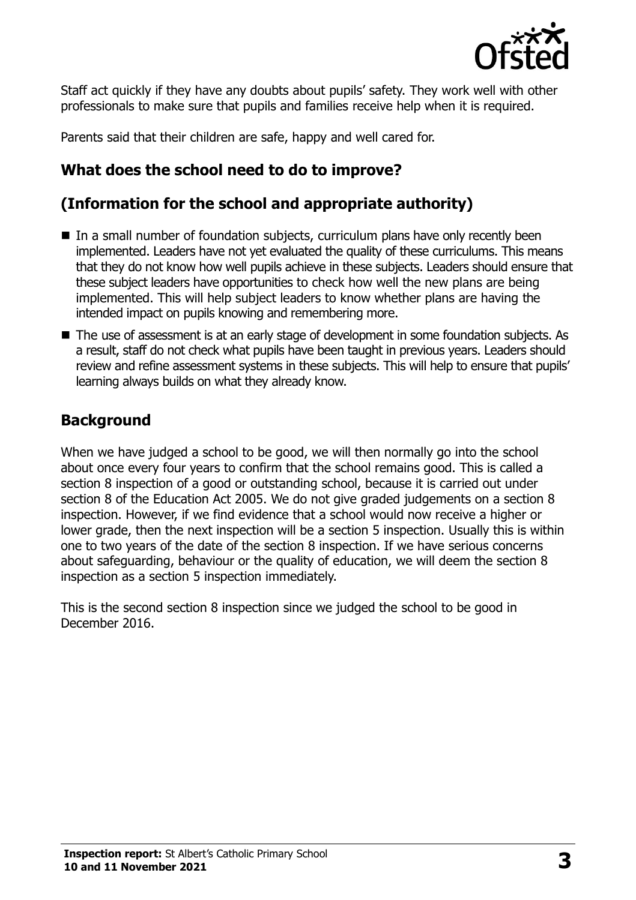Staff act quickly if they have any doubts about pupils' safety. They work well with other professionals to make sure that pupils and families receive help when it is required.

Parents said that their children are safe, happy and well cared for.

## What does the school need to do to improve?

## (Information for the school and appropriate authority)

- In a small number of foundation subjects, curriculum plans have only recently been implemented. Leaders have not yet evaluated the quality of these curriculums. This means that they do not know how well pupils achieve in these subjects. Leaders should ensure that these subject leaders have opportunities to check how well the new plans are being implemented. This will help subject leaders to know whether plans are having the intended impact on pupils knowing and remembering more.
- The use of assessment is at an early stage of development in some foundation subjects. As a result, staff do not check what pupils have been taught in previous years. Leaders should review and refine assessment systems in these subjects. This will help to ensure that pupils' learning always builds on what they already know.

## Background

When we have judged a school to be good, we will then normally go into the school about once every four years to confirm that the school remains good. This is called a section 8 inspection of a good or outstanding school, because it is carried out under section 8 of the Education Act 2005. We do not give graded judgements on a section 8 inspection. However, if we find evidence that a school would now receive a higher or lower grade, then the next inspection will be a section 5 inspection. Usually this is within one to two years of the date of the section 8 inspection. If we have serious concerns about safeguarding, behaviour or the quality of education, we will deem the section 8 inspection as a section 5 inspection immediately.

This is the second section 8 inspection since we judged the school to be good in December 2016.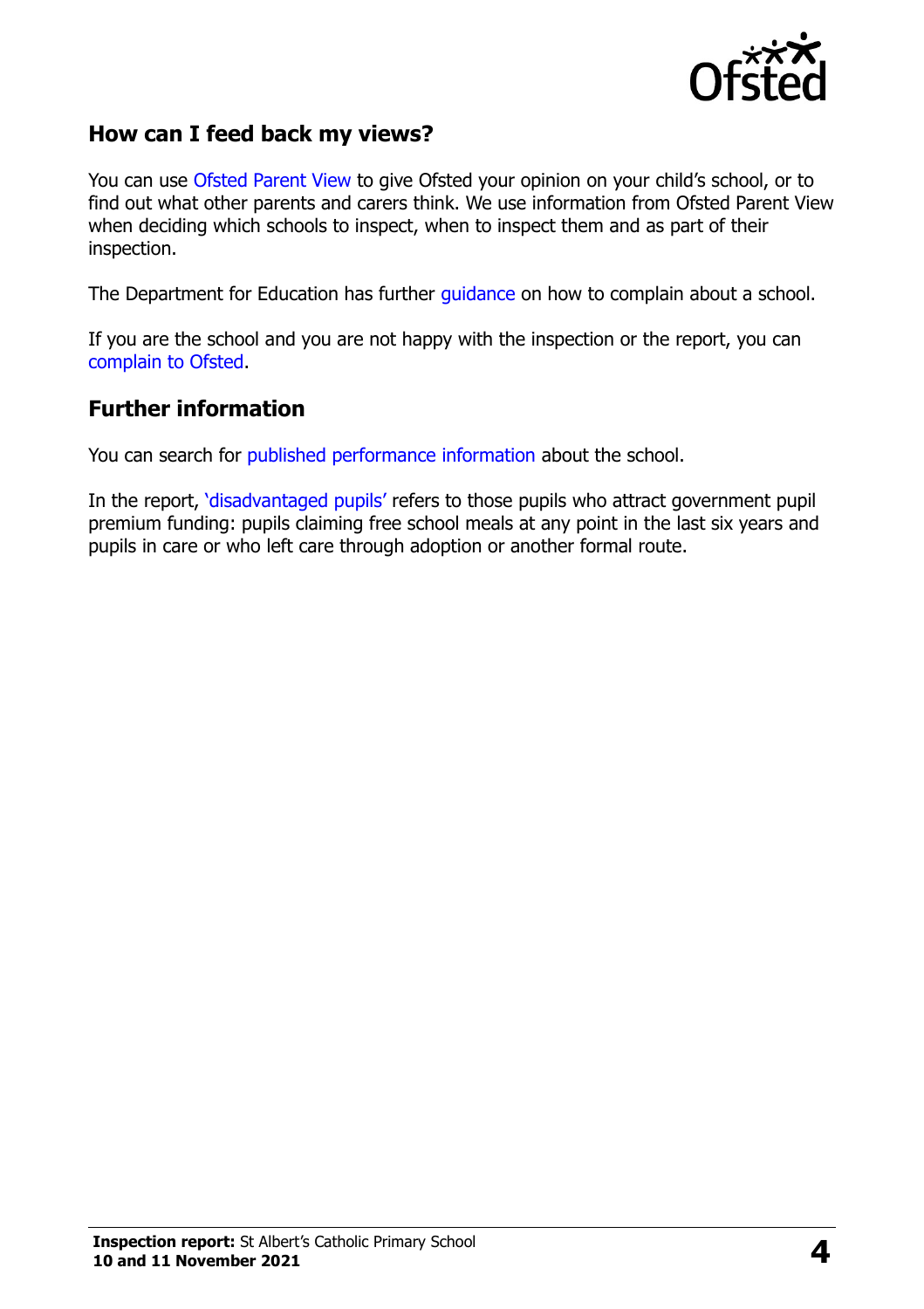## How can I feed back my views?

You can use Ofsted Parent View to give Ofsted your opinion on your child's school, or to find out what other parents and carers think. We use information from Ofsted Parent View when deciding which schools to inspect, when to inspect them and as part of their inspection.

The Department for Education has further guidance on how to complain about a school.

If you are the school and you are not happy with the inspection or the report, you can complain to Ofsted.

## Further information

You can search for published performance information about the school.

In the report, 'disadvantaged pupils' refers to those pupils who attract government pupil premium funding: pupils claiming free school meals at any point in the last six years and pupils in care or who left care through adoption or another formal route.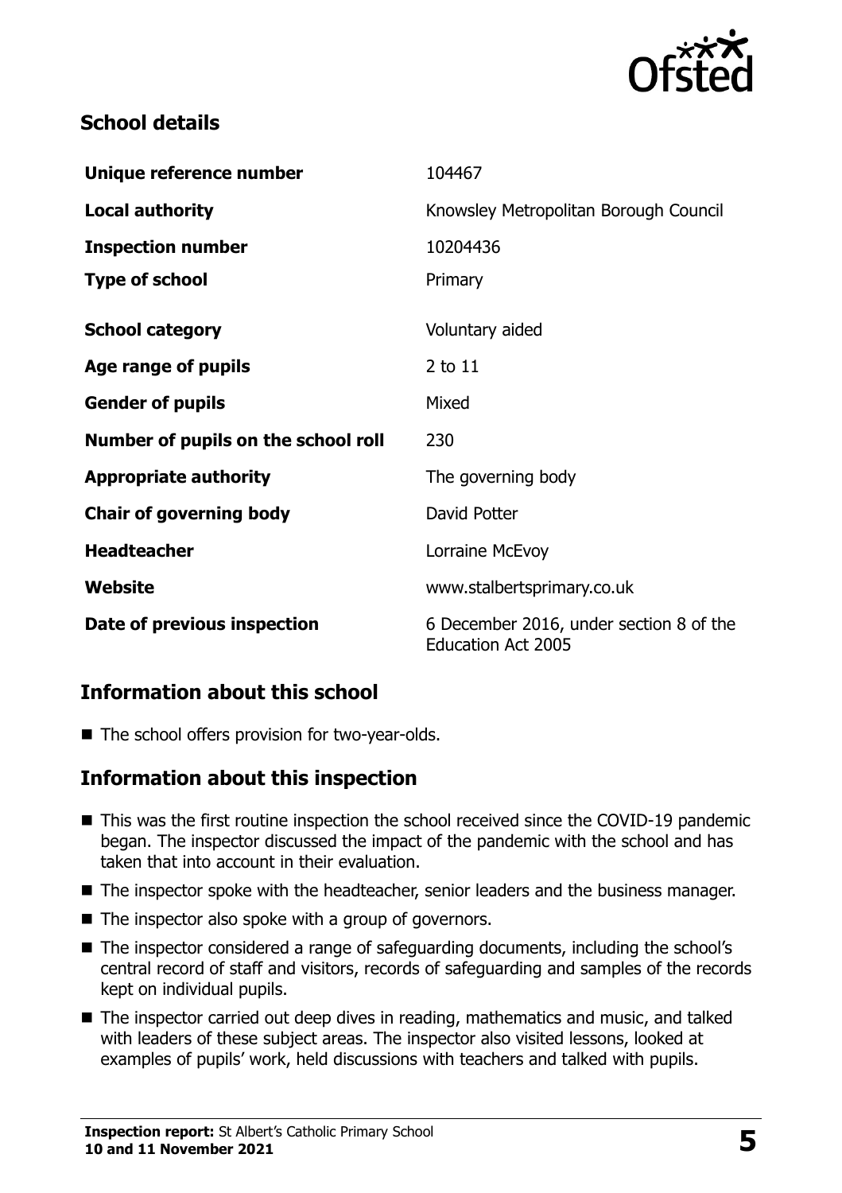## School details

| | |
|---|---|
| **Unique reference number** | 104467 |
| **Local authority** | Knowsley Metropolitan Borough Council |
| **Inspection number** | 10204436 |
| **Type of school** | Primary |
| **School category** | Voluntary aided |
| **Age range of pupils** | 2 to 11 |
| **Gender of pupils** | Mixed |
| **Number of pupils on the school roll** | 230 |
| **Appropriate authority** | The governing body |
| **Chair of governing body** | David Potter |
| **Headteacher** | Lorraine McEvoy |
| **Website** | www.stalbertsprimary.co.uk |
| **Date of previous inspection** | 6 December 2016, under section 8 of the Education Act 2005 |

## Information about this school

- The school offers provision for two-year-olds.

## Information about this inspection

- This was the first routine inspection the school received since the COVID-19 pandemic began. The inspector discussed the impact of the pandemic with the school and has taken that into account in their evaluation.
- The inspector spoke with the headteacher, senior leaders and the business manager.
- The inspector also spoke with a group of governors.
- The inspector considered a range of safeguarding documents, including the school's central record of staff and visitors, records of safeguarding and samples of the records kept on individual pupils.
- The inspector carried out deep dives in reading, mathematics and music, and talked with leaders of these subject areas. The inspector also visited lessons, looked at examples of pupils' work, held discussions with teachers and talked with pupils.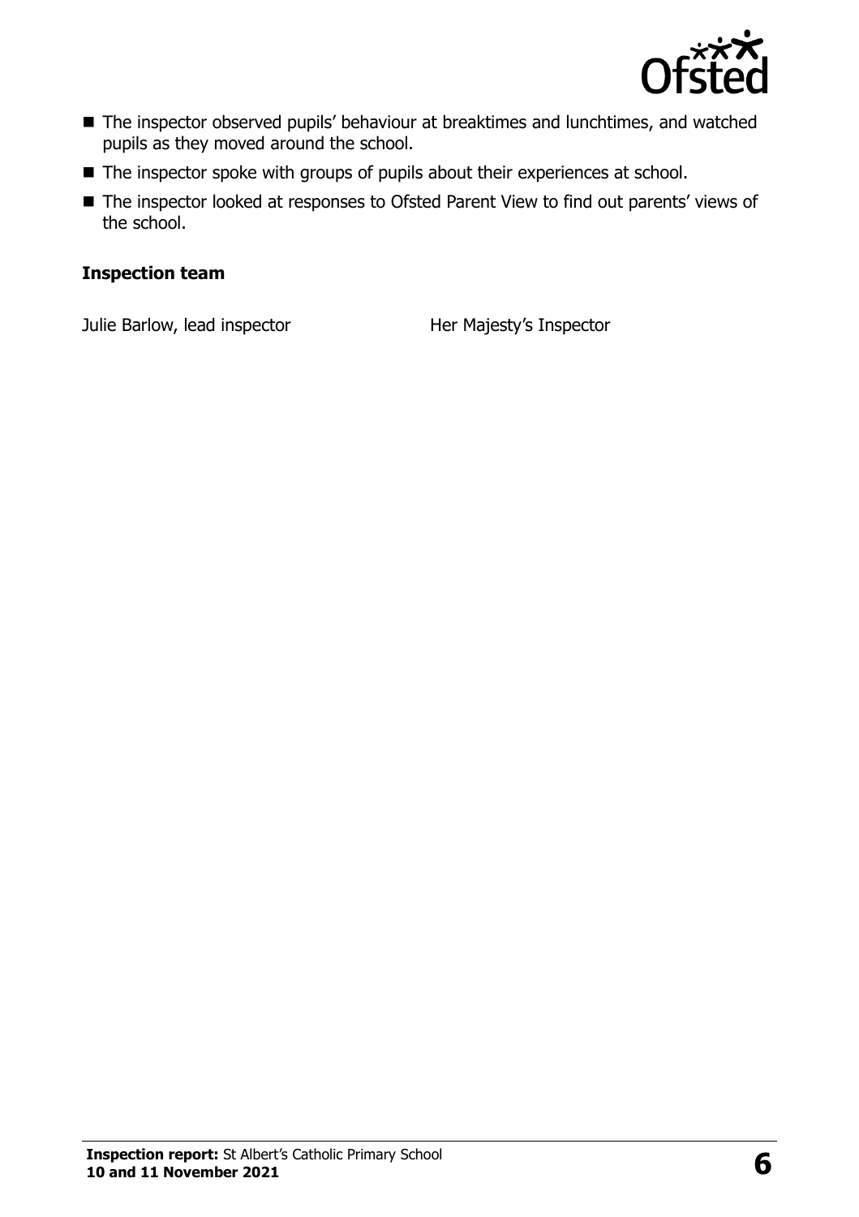- The inspector observed pupils' behaviour at breaktimes and lunchtimes, and watched pupils as they moved around the school.
- The inspector spoke with groups of pupils about their experiences at school.
- The inspector looked at responses to Ofsted Parent View to find out parents' views of the school.

### Inspection team

| | |
|---|---|
| Julie Barlow, lead inspector | Her Majesty's Inspector |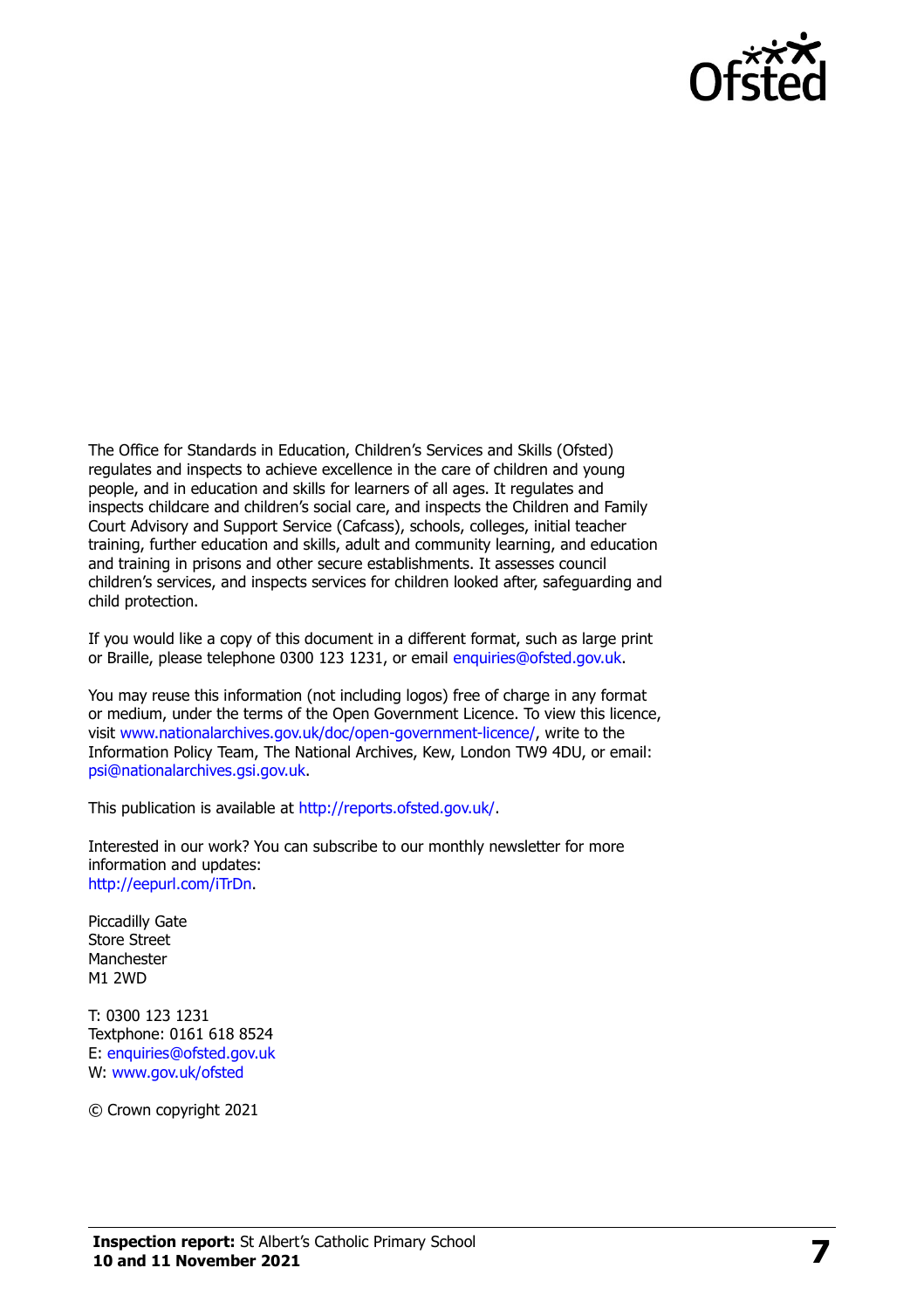The Office for Standards in Education, Children's Services and Skills (Ofsted) regulates and inspects to achieve excellence in the care of children and young people, and in education and skills for learners of all ages. It regulates and inspects childcare and children's social care, and inspects the Children and Family Court Advisory and Support Service (Cafcass), schools, colleges, initial teacher training, further education and skills, adult and community learning, and education and training in prisons and other secure establishments. It assesses council children's services, and inspects services for children looked after, safeguarding and child protection.

If you would like a copy of this document in a different format, such as large print or Braille, please telephone 0300 123 1231, or email enquiries@ofsted.gov.uk.

You may reuse this information (not including logos) free of charge in any format or medium, under the terms of the Open Government Licence. To view this licence, visit www.nationalarchives.gov.uk/doc/open-government-licence/, write to the Information Policy Team, The National Archives, Kew, London TW9 4DU, or email: psi@nationalarchives.gsi.gov.uk.

This publication is available at http://reports.ofsted.gov.uk/.

Interested in our work? You can subscribe to our monthly newsletter for more information and updates:
http://eepurl.com/iTrDn.

Piccadilly Gate
Store Street
Manchester
M1 2WD

T: 0300 123 1231
Textphone: 0161 618 8524
E: enquiries@ofsted.gov.uk
W: www.gov.uk/ofsted

© Crown copyright 2021